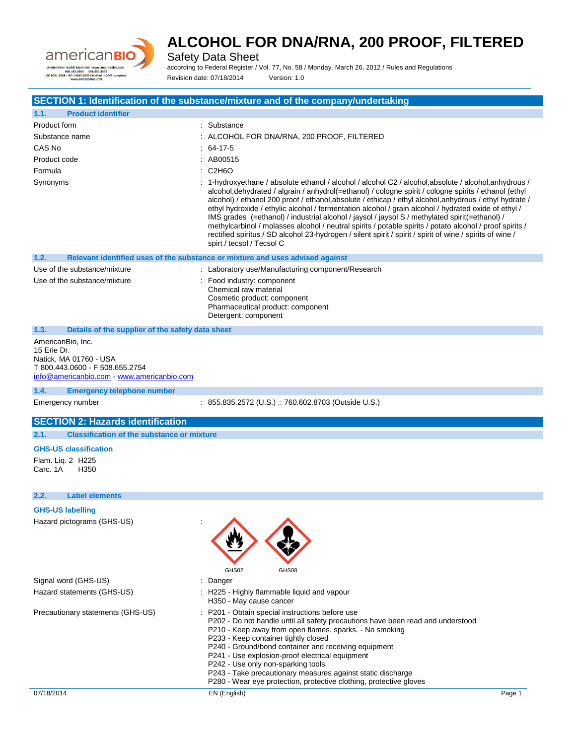# ALCOHOL FOR DNA/RNA, 200 PROOF, FILTERED

Safety Data Sheet

according to Federal Register / Vol. 77, No. 58 / Monday, March 26, 2012 / Rules and Regulations

Revision date: 07/18/2014 Version: 1.0

## SECTION 1: Identification of the substance/mixture and of the company/undertaking

### 1.1. Product identifier

| | |
|---|---|
| Product form | : Substance |
| Substance name | : ALCOHOL FOR DNA/RNA, 200 PROOF, FILTERED |
| CAS No | : 64-17-5 |
| Product code | : AB00515 |
| Formula | : C2H6O |
| Synonyms | : 1-hydroxyethane / absolute ethanol / alcohol / alcohol C2 / alcohol,absolute / alcohol,anhydrous / alcohol,dehydrated / algrain / anhydrol(=ethanol) / cologne spirit / cologne spirits / ethanol (ethyl alcohol) / ethanol 200 proof / ethanol,absolute / ethicap / ethyl alcohol,anhydrous / ethyl hydrate / ethyl hydroxide / ethylic alcohol / fermentation alcohol / grain alcohol / hydrated oxide of ethyl / IMS grades (=ethanol) / industrial alcohol / jaysol / jaysol S / methylated spirit(=ethanol) / methylcarbinol / molasses alcohol / neutral spirits / potable spirits / potato alcohol / proof spirits / rectified spiritus / SD alcohol 23-hydrogen / silent spirit / spirit / spirit of wine / spirits of wine / spirt / tecsol / Tecsol C |

### 1.2. Relevant identified uses of the substance or mixture and uses advised against

| | |
|---|---|
| Use of the substance/mixture | : Laboratory use/Manufacturing component/Research |
| Use of the substance/mixture | : Food industry: component<br>Chemical raw material<br>Cosmetic product: component<br>Pharmaceutical product: component<br>Detergent: component |

### 1.3. Details of the supplier of the safety data sheet

AmericanBio, Inc.
15 Erie Dr.
Natick, MA 01760 - USA
T 800.443.0600 - F 508.655.2754
info@americanbio.com - www.americanbio.com

### 1.4. Emergency telephone number

| | |
|---|---|
| Emergency number | : 855.835.2572 (U.S.) :: 760.602.8703 (Outside U.S.) |

## SECTION 2: Hazards identification

### 2.1. Classification of the substance or mixture

**GHS-US classification**

Flam. Liq. 2 H225
Carc. 1A H350

### 2.2. Label elements

**GHS-US labelling**

| | |
|---|---|
| Hazard pictograms (GHS-US) | : GHS02 GHS08 |
| Signal word (GHS-US) | : Danger |
| Hazard statements (GHS-US) | : H225 - Highly flammable liquid and vapour<br>H350 - May cause cancer |
| Precautionary statements (GHS-US) | : P201 - Obtain special instructions before use<br>P202 - Do not handle until all safety precautions have been read and understood<br>P210 - Keep away from open flames, sparks. - No smoking<br>P233 - Keep container tightly closed<br>P240 - Ground/bond container and receiving equipment<br>P241 - Use explosion-proof electrical equipment<br>P242 - Use only non-sparking tools<br>P243 - Take precautionary measures against static discharge<br>P280 - Wear eye protection, protective clothing, protective gloves |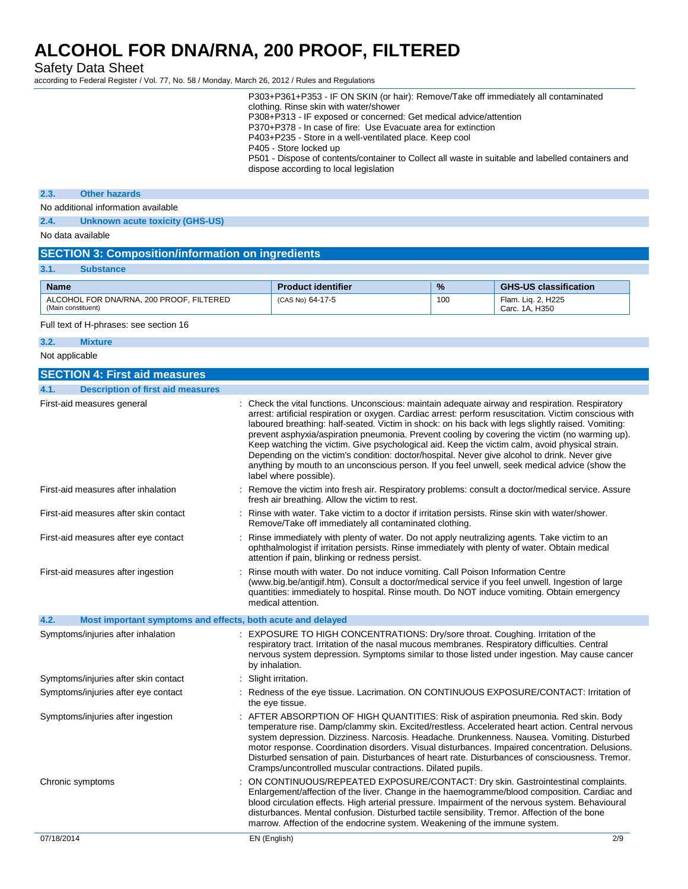P303+P361+P353 - IF ON SKIN (or hair): Remove/Take off immediately all contaminated clothing. Rinse skin with water/shower
P308+P313 - IF exposed or concerned: Get medical advice/attention
P370+P378 - In case of fire: Use Evacuate area for extinction
P403+P235 - Store in a well-ventilated place. Keep cool
P405 - Store locked up
P501 - Dispose of contents/container to Collect all waste in suitable and labelled containers and dispose according to local legislation

### 2.3. Other hazards

No additional information available

### 2.4. Unknown acute toxicity (GHS-US)

No data available

## SECTION 3: Composition/information on ingredients

### 3.1. Substance

| Name | Product identifier | % | GHS-US classification |
|---|---|---|---|
| ALCOHOL FOR DNA/RNA, 200 PROOF, FILTERED (Main constituent) | (CAS No) 64-17-5 | 100 | Flam. Liq. 2, H225<br>Carc. 1A, H350 |

Full text of H-phrases: see section 16

### 3.2. Mixture

Not applicable

## SECTION 4: First aid measures

### 4.1. Description of first aid measures

First-aid measures general : Check the vital functions. Unconscious: maintain adequate airway and respiration. Respiratory arrest: artificial respiration or oxygen. Cardiac arrest: perform resuscitation. Victim conscious with laboured breathing: half-seated. Victim in shock: on his back with legs slightly raised. Vomiting: prevent asphyxia/aspiration pneumonia. Prevent cooling by covering the victim (no warming up). Keep watching the victim. Give psychological aid. Keep the victim calm, avoid physical strain. Depending on the victim's condition: doctor/hospital. Never give alcohol to drink. Never give anything by mouth to an unconscious person. If you feel unwell, seek medical advice (show the label where possible).

First-aid measures after inhalation : Remove the victim into fresh air. Respiratory problems: consult a doctor/medical service. Assure fresh air breathing. Allow the victim to rest.

First-aid measures after skin contact : Rinse with water. Take victim to a doctor if irritation persists. Rinse skin with water/shower. Remove/Take off immediately all contaminated clothing.

First-aid measures after eye contact : Rinse immediately with plenty of water. Do not apply neutralizing agents. Take victim to an ophthalmologist if irritation persists. Rinse immediately with plenty of water. Obtain medical attention if pain, blinking or redness persist.

First-aid measures after ingestion : Rinse mouth with water. Do not induce vomiting. Call Poison Information Centre (www.big.be/antigif.htm). Consult a doctor/medical service if you feel unwell. Ingestion of large quantities: immediately to hospital. Rinse mouth. Do NOT induce vomiting. Obtain emergency medical attention.

### 4.2. Most important symptoms and effects, both acute and delayed

Symptoms/injuries after inhalation : EXPOSURE TO HIGH CONCENTRATIONS: Dry/sore throat. Coughing. Irritation of the respiratory tract. Irritation of the nasal mucous membranes. Respiratory difficulties. Central nervous system depression. Symptoms similar to those listed under ingestion. May cause cancer by inhalation.

Symptoms/injuries after skin contact : Slight irritation.

Symptoms/injuries after eye contact : Redness of the eye tissue. Lacrimation. ON CONTINUOUS EXPOSURE/CONTACT: Irritation of the eye tissue.

Symptoms/injuries after ingestion : AFTER ABSORPTION OF HIGH QUANTITIES: Risk of aspiration pneumonia. Red skin. Body temperature rise. Damp/clammy skin. Excited/restless. Accelerated heart action. Central nervous system depression. Dizziness. Narcosis. Headache. Drunkenness. Nausea. Vomiting. Disturbed motor response. Coordination disorders. Visual disturbances. Impaired concentration. Delusions. Disturbed sensation of pain. Disturbances of heart rate. Disturbances of consciousness. Tremor. Cramps/uncontrolled muscular contractions. Dilated pupils.

Chronic symptoms : ON CONTINUOUS/REPEATED EXPOSURE/CONTACT: Dry skin. Gastrointestinal complaints. Enlargement/affection of the liver. Change in the haemogramme/blood composition. Cardiac and blood circulation effects. High arterial pressure. Impairment of the nervous system. Behavioural disturbances. Mental confusion. Disturbed tactile sensibility. Tremor. Affection of the bone marrow. Affection of the endocrine system. Weakening of the immune system.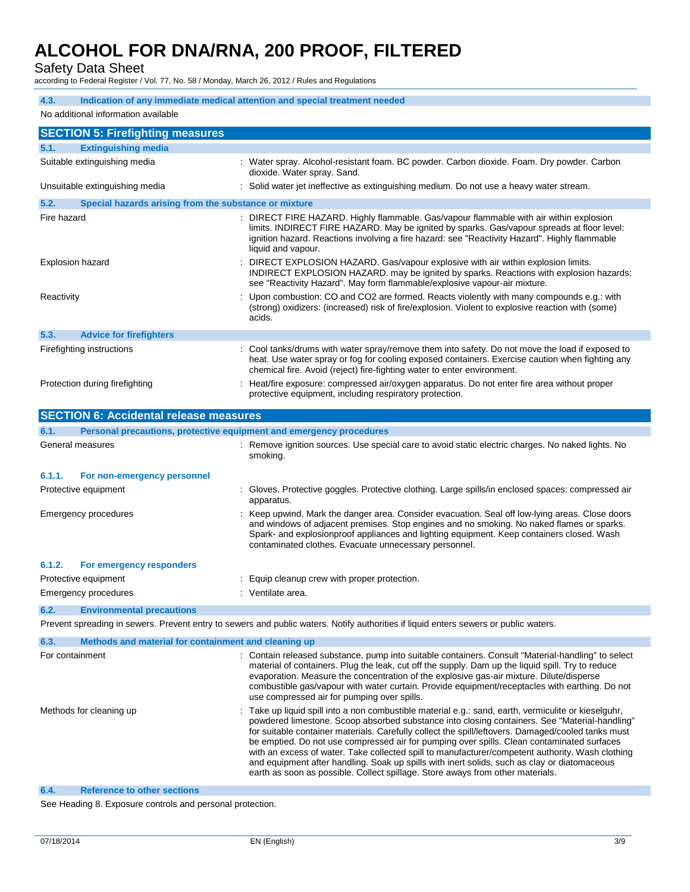### 4.3. Indication of any immediate medical attention and special treatment needed

No additional information available

## SECTION 5: Firefighting measures

### 5.1. Extinguishing media

| | |
|---|---|
| Suitable extinguishing media | : Water spray. Alcohol-resistant foam. BC powder. Carbon dioxide. Foam. Dry powder. Carbon dioxide. Water spray. Sand. |
| Unsuitable extinguishing media | : Solid water jet ineffective as extinguishing medium. Do not use a heavy water stream. |

### 5.2. Special hazards arising from the substance or mixture

| | |
|---|---|
| Fire hazard | : DIRECT FIRE HAZARD. Highly flammable. Gas/vapour flammable with air within explosion limits. INDIRECT FIRE HAZARD. May be ignited by sparks. Gas/vapour spreads at floor level: ignition hazard. Reactions involving a fire hazard: see "Reactivity Hazard". Highly flammable liquid and vapour. |
| Explosion hazard | : DIRECT EXPLOSION HAZARD. Gas/vapour explosive with air within explosion limits. INDIRECT EXPLOSION HAZARD. may be ignited by sparks. Reactions with explosion hazards: see "Reactivity Hazard". May form flammable/explosive vapour-air mixture. |
| Reactivity | : Upon combustion: CO and CO2 are formed. Reacts violently with many compounds e.g.: with (strong) oxidizers: (increased) risk of fire/explosion. Violent to explosive reaction with (some) acids. |

### 5.3. Advice for firefighters

| | |
|---|---|
| Firefighting instructions | : Cool tanks/drums with water spray/remove them into safety. Do not move the load if exposed to heat. Use water spray or fog for cooling exposed containers. Exercise caution when fighting any chemical fire. Avoid (reject) fire-fighting water to enter environment. |
| Protection during firefighting | : Heat/fire exposure: compressed air/oxygen apparatus. Do not enter fire area without proper protective equipment, including respiratory protection. |

## SECTION 6: Accidental release measures

### 6.1. Personal precautions, protective equipment and emergency procedures

| | |
|---|---|
| General measures | : Remove ignition sources. Use special care to avoid static electric charges. No naked lights. No smoking. |

#### 6.1.1. For non-emergency personnel

| | |
|---|---|
| Protective equipment | : Gloves. Protective goggles. Protective clothing. Large spills/in enclosed spaces: compressed air apparatus. |
| Emergency procedures | : Keep upwind. Mark the danger area. Consider evacuation. Seal off low-lying areas. Close doors and windows of adjacent premises. Stop engines and no smoking. No naked flames or sparks. Spark- and explosionproof appliances and lighting equipment. Keep containers closed. Wash contaminated clothes. Evacuate unnecessary personnel. |

#### 6.1.2. For emergency responders

| | |
|---|---|
| Protective equipment | : Equip cleanup crew with proper protection. |
| Emergency procedures | : Ventilate area. |

### 6.2. Environmental precautions

Prevent spreading in sewers. Prevent entry to sewers and public waters. Notify authorities if liquid enters sewers or public waters.

### 6.3. Methods and material for containment and cleaning up

| | |
|---|---|
| For containment | : Contain released substance, pump into suitable containers. Consult "Material-handling" to select material of containers. Plug the leak, cut off the supply. Dam up the liquid spill. Try to reduce evaporation. Measure the concentration of the explosive gas-air mixture. Dilute/disperse combustible gas/vapour with water curtain. Provide equipment/receptacles with earthing. Do not use compressed air for pumping over spills. |
| Methods for cleaning up | : Take up liquid spill into a non combustible material e.g.: sand, earth, vermiculite or kieselguhr, powdered limestone. Scoop absorbed substance into closing containers. See "Material-handling" for suitable container materials. Carefully collect the spill/leftovers. Damaged/cooled tanks must be emptied. Do not use compressed air for pumping over spills. Clean contaminated surfaces with an excess of water. Take collected spill to manufacturer/competent authority. Wash clothing and equipment after handling. Soak up spills with inert solids, such as clay or diatomaceous earth as soon as possible. Collect spillage. Store aways from other materials. |

### 6.4. Reference to other sections

See Heading 8. Exposure controls and personal protection.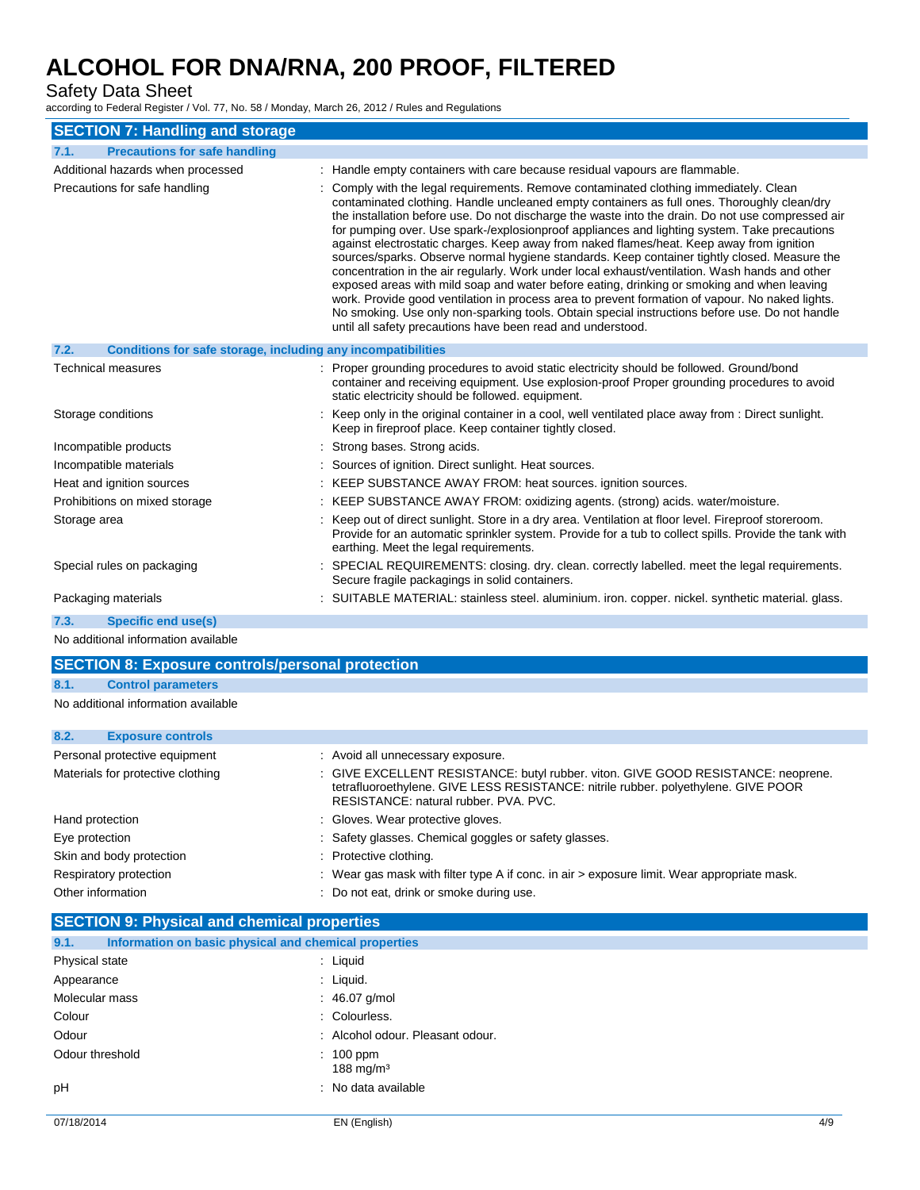## SECTION 7: Handling and storage

### 7.1. Precautions for safe handling

| | |
|---|---|
| Additional hazards when processed | : Handle empty containers with care because residual vapours are flammable. |
| Precautions for safe handling | : Comply with the legal requirements. Remove contaminated clothing immediately. Clean contaminated clothing. Handle uncleaned empty containers as full ones. Thoroughly clean/dry the installation before use. Do not discharge the waste into the drain. Do not use compressed air for pumping over. Use spark-/explosionproof appliances and lighting system. Take precautions against electrostatic charges. Keep away from naked flames/heat. Keep away from ignition sources/sparks. Observe normal hygiene standards. Keep container tightly closed. Measure the concentration in the air regularly. Work under local exhaust/ventilation. Wash hands and other exposed areas with mild soap and water before eating, drinking or smoking and when leaving work. Provide good ventilation in process area to prevent formation of vapour. No naked lights. No smoking. Use only non-sparking tools. Obtain special instructions before use. Do not handle until all safety precautions have been read and understood. |

### 7.2. Conditions for safe storage, including any incompatibilities

| | |
|---|---|
| Technical measures | : Proper grounding procedures to avoid static electricity should be followed. Ground/bond container and receiving equipment. Use explosion-proof Proper grounding procedures to avoid static electricity should be followed. equipment. |
| Storage conditions | : Keep only in the original container in a cool, well ventilated place away from : Direct sunlight. Keep in fireproof place. Keep container tightly closed. |
| Incompatible products | : Strong bases. Strong acids. |
| Incompatible materials | : Sources of ignition. Direct sunlight. Heat sources. |
| Heat and ignition sources | : KEEP SUBSTANCE AWAY FROM: heat sources. ignition sources. |
| Prohibitions on mixed storage | : KEEP SUBSTANCE AWAY FROM: oxidizing agents. (strong) acids. water/moisture. |
| Storage area | : Keep out of direct sunlight. Store in a dry area. Ventilation at floor level. Fireproof storeroom. Provide for an automatic sprinkler system. Provide for a tub to collect spills. Provide the tank with earthing. Meet the legal requirements. |
| Special rules on packaging | : SPECIAL REQUIREMENTS: closing. dry. clean. correctly labelled. meet the legal requirements. Secure fragile packagings in solid containers. |
| Packaging materials | : SUITABLE MATERIAL: stainless steel. aluminium. iron. copper. nickel. synthetic material. glass. |

### 7.3. Specific end use(s)

No additional information available

## SECTION 8: Exposure controls/personal protection

### 8.1. Control parameters

No additional information available

### 8.2. Exposure controls

| | |
|---|---|
| Personal protective equipment | : Avoid all unnecessary exposure. |
| Materials for protective clothing | : GIVE EXCELLENT RESISTANCE: butyl rubber. viton. GIVE GOOD RESISTANCE: neoprene. tetrafluoroethylene. GIVE LESS RESISTANCE: nitrile rubber. polyethylene. GIVE POOR RESISTANCE: natural rubber. PVA. PVC. |
| Hand protection | : Gloves. Wear protective gloves. |
| Eye protection | : Safety glasses. Chemical goggles or safety glasses. |
| Skin and body protection | : Protective clothing. |
| Respiratory protection | : Wear gas mask with filter type A if conc. in air > exposure limit. Wear appropriate mask. |
| Other information | : Do not eat, drink or smoke during use. |

## SECTION 9: Physical and chemical properties

### 9.1. Information on basic physical and chemical properties

| | |
|---|---|
| Physical state | : Liquid |
| Appearance | : Liquid. |
| Molecular mass | : 46.07 g/mol |
| Colour | : Colourless. |
| Odour | : Alcohol odour. Pleasant odour. |
| Odour threshold | : 100 ppm<br>188 mg/m³ |
| pH | : No data available |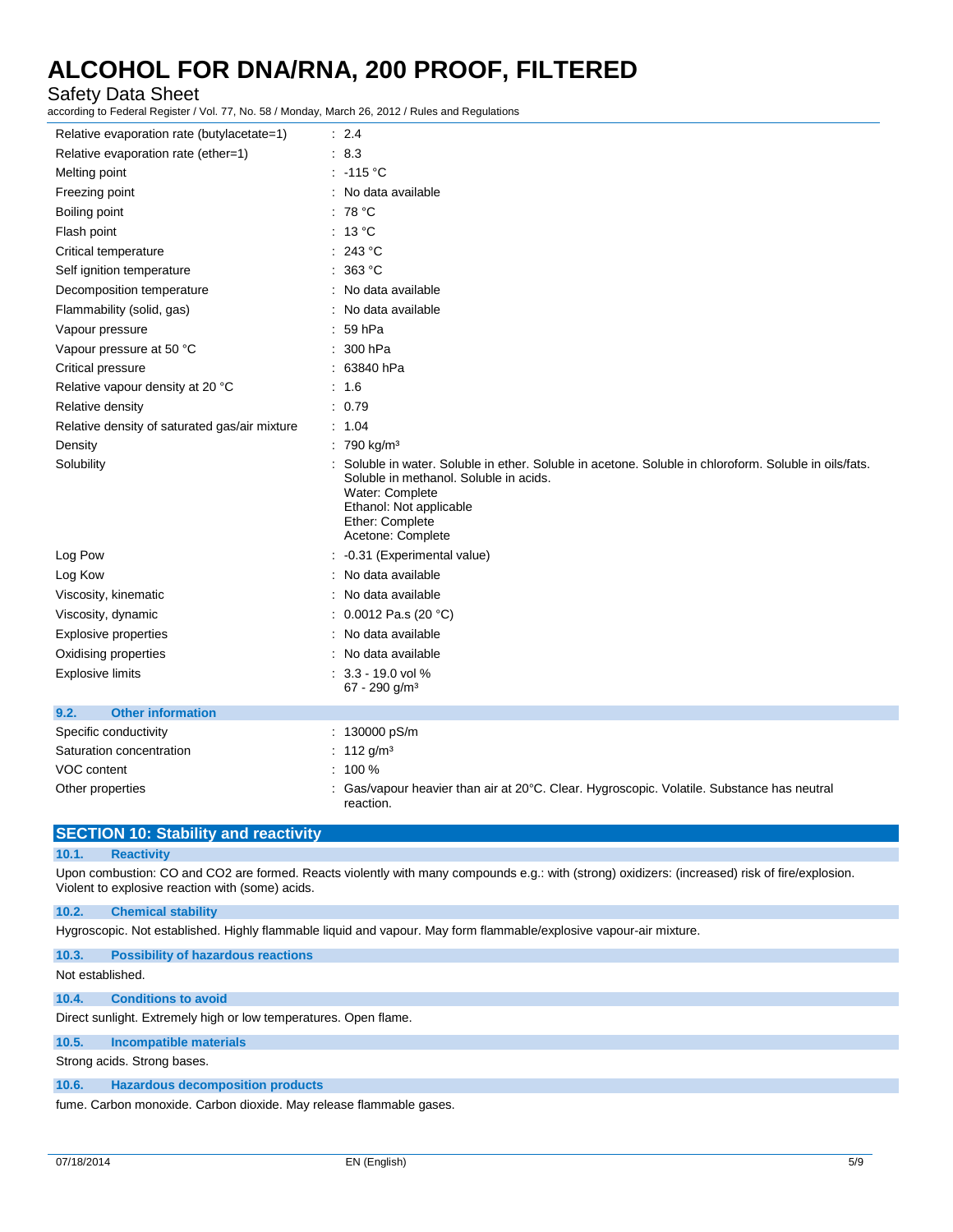| | |
|---|---|
| Relative evaporation rate (butylacetate=1) | : 2.4 |
| Relative evaporation rate (ether=1) | : 8.3 |
| Melting point | : -115 °C |
| Freezing point | : No data available |
| Boiling point | : 78 °C |
| Flash point | : 13 °C |
| Critical temperature | : 243 °C |
| Self ignition temperature | : 363 °C |
| Decomposition temperature | : No data available |
| Flammability (solid, gas) | : No data available |
| Vapour pressure | : 59 hPa |
| Vapour pressure at 50 °C | : 300 hPa |
| Critical pressure | : 63840 hPa |
| Relative vapour density at 20 °C | : 1.6 |
| Relative density | : 0.79 |
| Relative density of saturated gas/air mixture | : 1.04 |
| Density | : 790 kg/m³ |
| Solubility | : Soluble in water. Soluble in ether. Soluble in acetone. Soluble in chloroform. Soluble in oils/fats. Soluble in methanol. Soluble in acids.<br>Water: Complete<br>Ethanol: Not applicable<br>Ether: Complete<br>Acetone: Complete |
| Log Pow | : -0.31 (Experimental value) |
| Log Kow | : No data available |
| Viscosity, kinematic | : No data available |
| Viscosity, dynamic | : 0.0012 Pa.s (20 °C) |
| Explosive properties | : No data available |
| Oxidising properties | : No data available |
| Explosive limits | : 3.3 - 19.0 vol %<br>67 - 290 g/m³ |

### 9.2. Other information

| | |
|---|---|
| Specific conductivity | : 130000 pS/m |
| Saturation concentration | : 112 g/m³ |
| VOC content | : 100 % |
| Other properties | : Gas/vapour heavier than air at 20°C. Clear. Hygroscopic. Volatile. Substance has neutral reaction. |

## SECTION 10: Stability and reactivity

### 10.1. Reactivity

Upon combustion: CO and CO2 are formed. Reacts violently with many compounds e.g.: with (strong) oxidizers: (increased) risk of fire/explosion. Violent to explosive reaction with (some) acids.

### 10.2. Chemical stability

Hygroscopic. Not established. Highly flammable liquid and vapour. May form flammable/explosive vapour-air mixture.

### 10.3. Possibility of hazardous reactions

Not established.

### 10.4. Conditions to avoid

Direct sunlight. Extremely high or low temperatures. Open flame.

### 10.5. Incompatible materials

Strong acids. Strong bases.

### 10.6. Hazardous decomposition products

fume. Carbon monoxide. Carbon dioxide. May release flammable gases.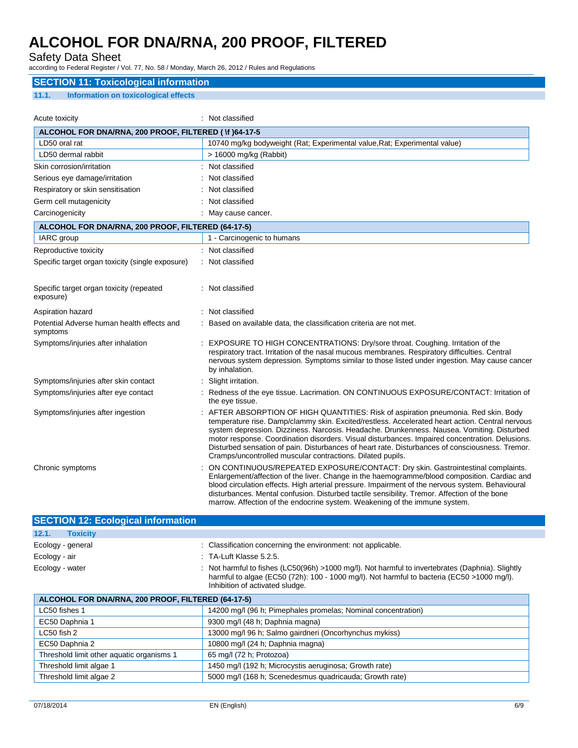## SECTION 11: Toxicological information

### 11.1. Information on toxicological effects

Acute toxicity : Not classified

| ALCOHOL FOR DNA/RNA, 200 PROOF, FILTERED ( \f )64-17-5 | |
|---|---|
| LD50 oral rat | 10740 mg/kg bodyweight (Rat; Experimental value,Rat; Experimental value) |
| LD50 dermal rabbit | > 16000 mg/kg (Rabbit) |

Skin corrosion/irritation : Not classified

Serious eye damage/irritation : Not classified

Respiratory or skin sensitisation : Not classified

Germ cell mutagenicity : Not classified

Carcinogenicity : May cause cancer.

| ALCOHOL FOR DNA/RNA, 200 PROOF, FILTERED (64-17-5) | |
|---|---|
| IARC group | 1 - Carcinogenic to humans |

Reproductive toxicity : Not classified

Specific target organ toxicity (single exposure) : Not classified

Specific target organ toxicity (repeated exposure) : Not classified

Aspiration hazard : Not classified

Potential Adverse human health effects and symptoms : Based on available data, the classification criteria are not met.

Symptoms/injuries after inhalation : EXPOSURE TO HIGH CONCENTRATIONS: Dry/sore throat. Coughing. Irritation of the respiratory tract. Irritation of the nasal mucous membranes. Respiratory difficulties. Central nervous system depression. Symptoms similar to those listed under ingestion. May cause cancer by inhalation.

Symptoms/injuries after skin contact : Slight irritation.

Symptoms/injuries after eye contact : Redness of the eye tissue. Lacrimation. ON CONTINUOUS EXPOSURE/CONTACT: Irritation of the eye tissue.

Symptoms/injuries after ingestion : AFTER ABSORPTION OF HIGH QUANTITIES: Risk of aspiration pneumonia. Red skin. Body temperature rise. Damp/clammy skin. Excited/restless. Accelerated heart action. Central nervous system depression. Dizziness. Narcosis. Headache. Drunkenness. Nausea. Vomiting. Disturbed motor response. Coordination disorders. Visual disturbances. Impaired concentration. Delusions. Disturbed sensation of pain. Disturbances of heart rate. Disturbances of consciousness. Tremor. Cramps/uncontrolled muscular contractions. Dilated pupils.

Chronic symptoms : ON CONTINUOUS/REPEATED EXPOSURE/CONTACT: Dry skin. Gastrointestinal complaints. Enlargement/affection of the liver. Change in the haemogramme/blood composition. Cardiac and blood circulation effects. High arterial pressure. Impairment of the nervous system. Behavioural disturbances. Mental confusion. Disturbed tactile sensibility. Tremor. Affection of the bone marrow. Affection of the endocrine system. Weakening of the immune system.

## SECTION 12: Ecological information

### 12.1. Toxicity

Ecology - general : Classification concerning the environment: not applicable.

Ecology - air : TA-Luft Klasse 5.2.5.

Ecology - water : Not harmful to fishes (LC50(96h) >1000 mg/l). Not harmful to invertebrates (Daphnia). Slightly harmful to algae (EC50 (72h): 100 - 1000 mg/l). Not harmful to bacteria (EC50 >1000 mg/l). Inhibition of activated sludge.

| ALCOHOL FOR DNA/RNA, 200 PROOF, FILTERED (64-17-5) | |
|---|---|
| LC50 fishes 1 | 14200 mg/l (96 h; Pimephales promelas; Nominal concentration) |
| EC50 Daphnia 1 | 9300 mg/l (48 h; Daphnia magna) |
| LC50 fish 2 | 13000 mg/l 96 h; Salmo gairdneri (Oncorhynchus mykiss) |
| EC50 Daphnia 2 | 10800 mg/l (24 h; Daphnia magna) |
| Threshold limit other aquatic organisms 1 | 65 mg/l (72 h; Protozoa) |
| Threshold limit algae 1 | 1450 mg/l (192 h; Microcystis aeruginosa; Growth rate) |
| Threshold limit algae 2 | 5000 mg/l (168 h; Scenedesmus quadricauda; Growth rate) |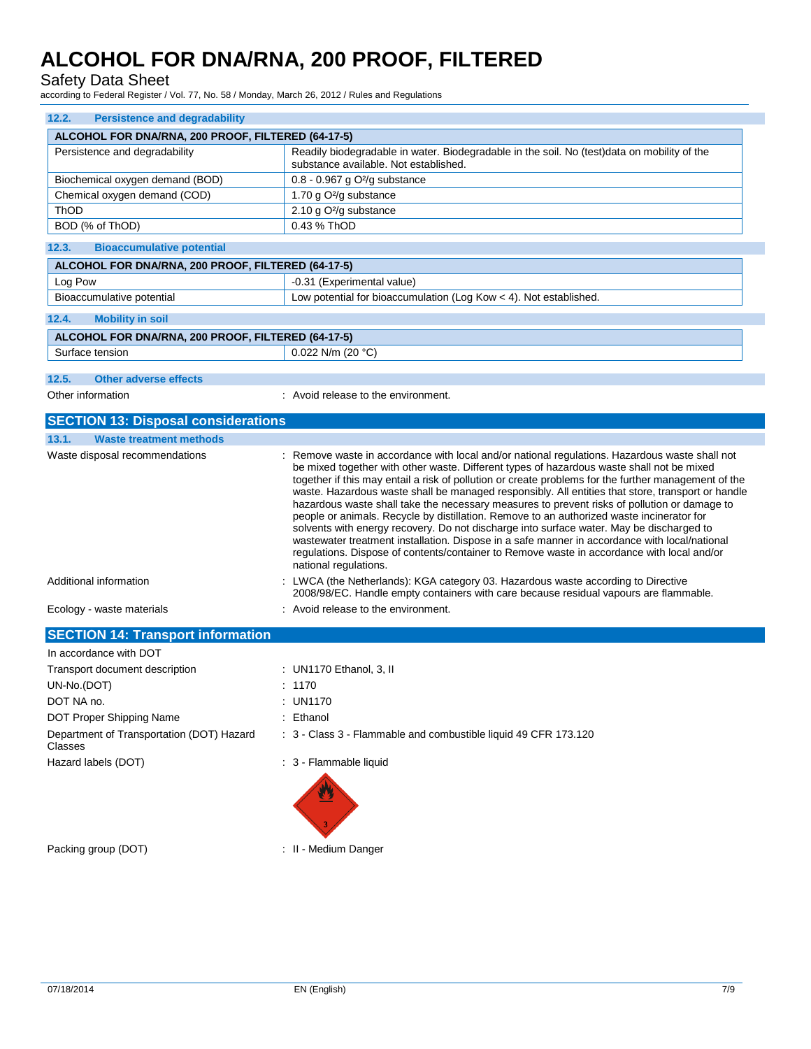### 12.2. Persistence and degradability

| ALCOHOL FOR DNA/RNA, 200 PROOF, FILTERED (64-17-5) | |
|---|---|
| Persistence and degradability | Readily biodegradable in water. Biodegradable in the soil. No (test)data on mobility of the substance available. Not established. |
| Biochemical oxygen demand (BOD) | 0.8 - 0.967 g $O^2$/g substance |
| Chemical oxygen demand (COD) | 1.70 g $O^2$/g substance |
| ThOD | 2.10 g $O^2$/g substance |
| BOD (% of ThOD) | 0.43 % ThOD |

### 12.3. Bioaccumulative potential

| ALCOHOL FOR DNA/RNA, 200 PROOF, FILTERED (64-17-5) | |
|---|---|
| Log Pow | -0.31 (Experimental value) |
| Bioaccumulative potential | Low potential for bioaccumulation (Log Kow < 4). Not established. |

### 12.4. Mobility in soil

| ALCOHOL FOR DNA/RNA, 200 PROOF, FILTERED (64-17-5) | |
|---|---|
| Surface tension | 0.022 N/m (20 °C) |

### 12.5. Other adverse effects

Other information : Avoid release to the environment.

## SECTION 13: Disposal considerations

### 13.1. Waste treatment methods

Waste disposal recommendations : Remove waste in accordance with local and/or national regulations. Hazardous waste shall not be mixed together with other waste. Different types of hazardous waste shall not be mixed together if this may entail a risk of pollution or create problems for the further management of the waste. Hazardous waste shall be managed responsibly. All entities that store, transport or handle hazardous waste shall take the necessary measures to prevent risks of pollution or damage to people or animals. Recycle by distillation. Remove to an authorized waste incinerator for solvents with energy recovery. Do not discharge into surface water. May be discharged to wastewater treatment installation. Dispose in a safe manner in accordance with local/national regulations. Dispose of contents/container to Remove waste in accordance with local and/or national regulations.

Additional information : LWCA (the Netherlands): KGA category 03. Hazardous waste according to Directive 2008/98/EC. Handle empty containers with care because residual vapours are flammable.

Ecology - waste materials : Avoid release to the environment.

## SECTION 14: Transport information

In accordance with DOT

Transport document description : UN1170 Ethanol, 3, II

UN-No.(DOT) : 1170

DOT NA no. : UN1170

DOT Proper Shipping Name : Ethanol

Department of Transportation (DOT) Hazard Classes : 3 - Class 3 - Flammable and combustible liquid 49 CFR 173.120

Hazard labels (DOT) : 3 - Flammable liquid

Packing group (DOT) : II - Medium Danger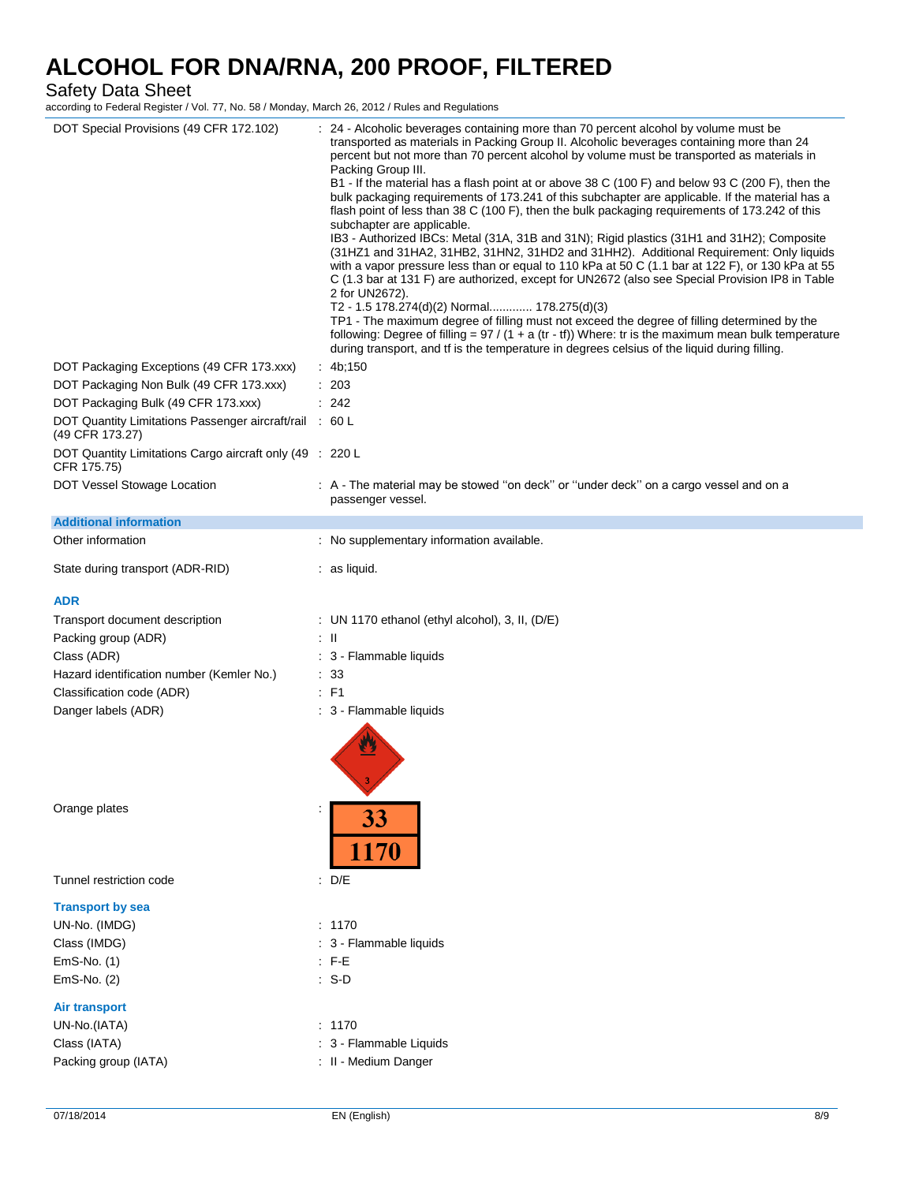| | |
|---|---|
| DOT Special Provisions (49 CFR 172.102) | : 24 - Alcoholic beverages containing more than 70 percent alcohol by volume must be transported as materials in Packing Group II. Alcoholic beverages containing more than 24 percent but not more than 70 percent alcohol by volume must be transported as materials in Packing Group III.<br>B1 - If the material has a flash point at or above 38 C (100 F) and below 93 C (200 F), then the bulk packaging requirements of 173.241 of this subchapter are applicable. If the material has a flash point of less than 38 C (100 F), then the bulk packaging requirements of 173.242 of this subchapter are applicable.<br>IB3 - Authorized IBCs: Metal (31A, 31B and 31N); Rigid plastics (31H1 and 31H2); Composite (31HZ1 and 31HA2, 31HB2, 31HN2, 31HD2 and 31HH2). Additional Requirement: Only liquids with a vapor pressure less than or equal to 110 kPa at 50 C (1.1 bar at 122 F), or 130 kPa at 55 C (1.3 bar at 131 F) are authorized, except for UN2672 (also see Special Provision IP8 in Table 2 for UN2672).<br>T2 - 1.5 178.274(d)(2) Normal............ 178.275(d)(3)<br>TP1 - The maximum degree of filling must not exceed the degree of filling determined by the following: Degree of filling = 97 / (1 + a (tr - tf)) Where: tr is the maximum mean bulk temperature during transport, and tf is the temperature in degrees celsius of the liquid during filling. |
| DOT Packaging Exceptions (49 CFR 173.xxx) | : 4b;150 |
| DOT Packaging Non Bulk (49 CFR 173.xxx) | : 203 |
| DOT Packaging Bulk (49 CFR 173.xxx) | : 242 |
| DOT Quantity Limitations Passenger aircraft/rail (49 CFR 173.27) | : 60 L |
| DOT Quantity Limitations Cargo aircraft only (49 CFR 175.75) | : 220 L |
| DOT Vessel Stowage Location | : A - The material may be stowed "on deck" or "under deck" on a cargo vessel and on a passenger vessel. |

## Additional information

| | |
|---|---|
| Other information | : No supplementary information available. |
| State during transport (ADR-RID) | : as liquid. |

### ADR

| | |
|---|---|
| Transport document description | : UN 1170 ethanol (ethyl alcohol), 3, II, (D/E) |
| Packing group (ADR) | : II |
| Class (ADR) | : 3 - Flammable liquids |
| Hazard identification number (Kemler No.) | : 33 |
| Classification code (ADR) | : F1 |
| Danger labels (ADR) | : 3 - Flammable liquids |
| Orange plates | : 33 / 1170 |
| Tunnel restriction code | : D/E |

### Transport by sea

| | |
|---|---|
| UN-No. (IMDG) | : 1170 |
| Class (IMDG) | : 3 - Flammable liquids |
| EmS-No. (1) | : F-E |
| EmS-No. (2) | : S-D |

### Air transport

| | |
|---|---|
| UN-No.(IATA) | : 1170 |
| Class (IATA) | : 3 - Flammable Liquids |
| Packing group (IATA) | : II - Medium Danger |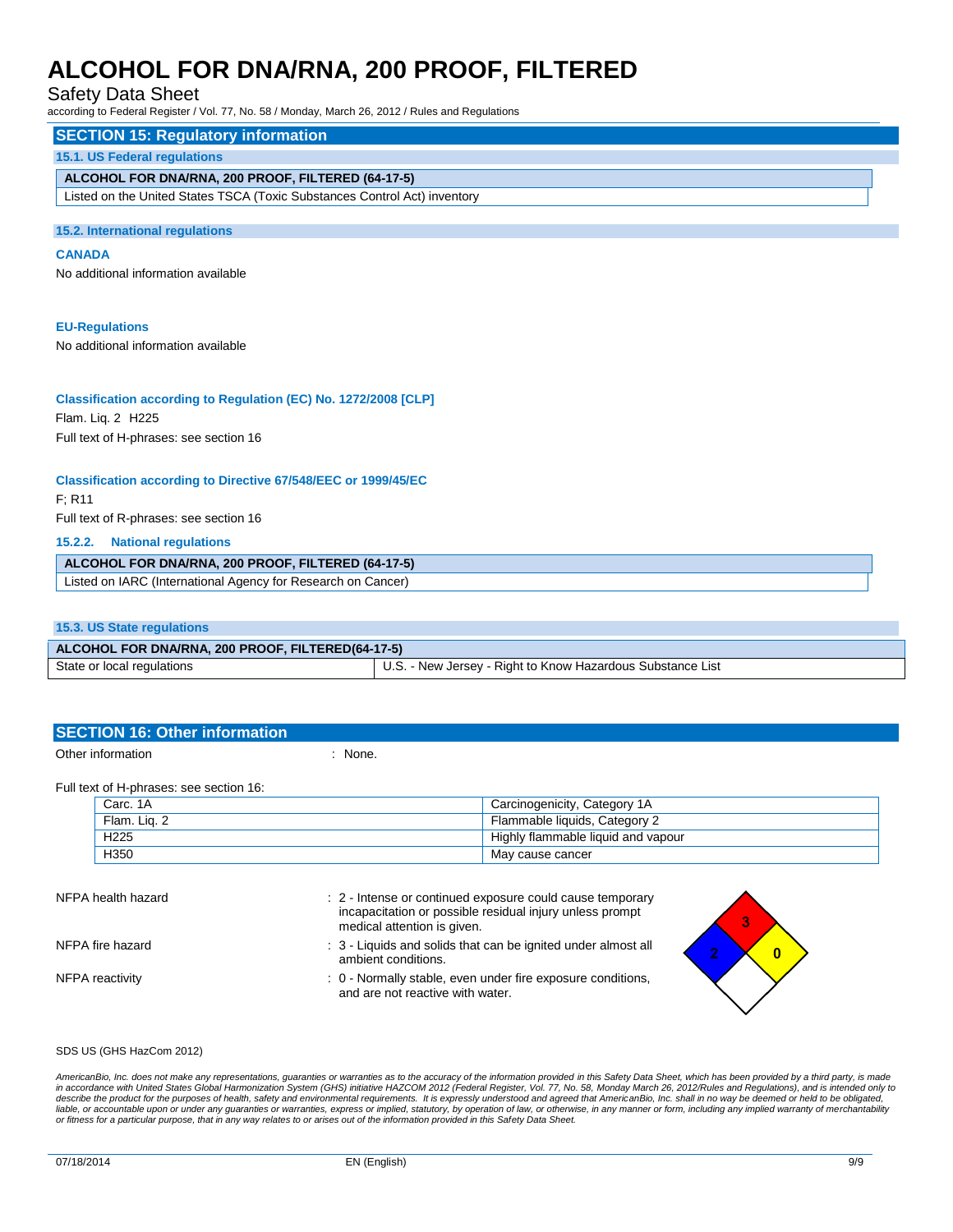## SECTION 15: Regulatory information

### 15.1. US Federal regulations

| ALCOHOL FOR DNA/RNA, 200 PROOF, FILTERED (64-17-5) |
|---|
| Listed on the United States TSCA (Toxic Substances Control Act) inventory |

### 15.2. International regulations

**CANADA**

No additional information available

**EU-Regulations**

No additional information available

**Classification according to Regulation (EC) No. 1272/2008 [CLP]**

Flam. Liq. 2 H225

Full text of H-phrases: see section 16

**Classification according to Directive 67/548/EEC or 1999/45/EC**

F; R11

Full text of R-phrases: see section 16

**15.2.2. National regulations**

| ALCOHOL FOR DNA/RNA, 200 PROOF, FILTERED (64-17-5) |
|---|
| Listed on IARC (International Agency for Research on Cancer) |

### 15.3. US State regulations

| ALCOHOL FOR DNA/RNA, 200 PROOF, FILTERED(64-17-5) | |
|---|---|
| State or local regulations | U.S. - New Jersey - Right to Know Hazardous Substance List |

## SECTION 16: Other information

Other information : None.

Full text of H-phrases: see section 16:

| | |
|---|---|
| Carc. 1A | Carcinogenicity, Category 1A |
| Flam. Liq. 2 | Flammable liquids, Category 2 |
| H225 | Highly flammable liquid and vapour |
| H350 | May cause cancer |

NFPA health hazard : 2 - Intense or continued exposure could cause temporary incapacitation or possible residual injury unless prompt medical attention is given.

NFPA fire hazard : 3 - Liquids and solids that can be ignited under almost all ambient conditions.

NFPA reactivity : 0 - Normally stable, even under fire exposure conditions, and are not reactive with water.

3

2

0

SDS US (GHS HazCom 2012)

*AmericanBio, Inc. does not make any representations, guaranties or warranties as to the accuracy of the information provided in this Safety Data Sheet, which has been provided by a third party, is made in accordance with United States Global Harmonization System (GHS) initiative HAZCOM 2012 (Federal Register, Vol. 77, No. 58, Monday March 26, 2012/Rules and Regulations), and is intended only to describe the product for the purposes of health, safety and environmental requirements. It is expressly understood and agreed that AmericanBio, Inc. shall in no way be deemed or held to be obligated, liable, or accountable upon or under any guaranties or warranties, express or implied, statutory, by operation of law, or otherwise, in any manner or form, including any implied warranty of merchantability or fitness for a particular purpose, that in any way relates to or arises out of the information provided in this Safety Data Sheet.*